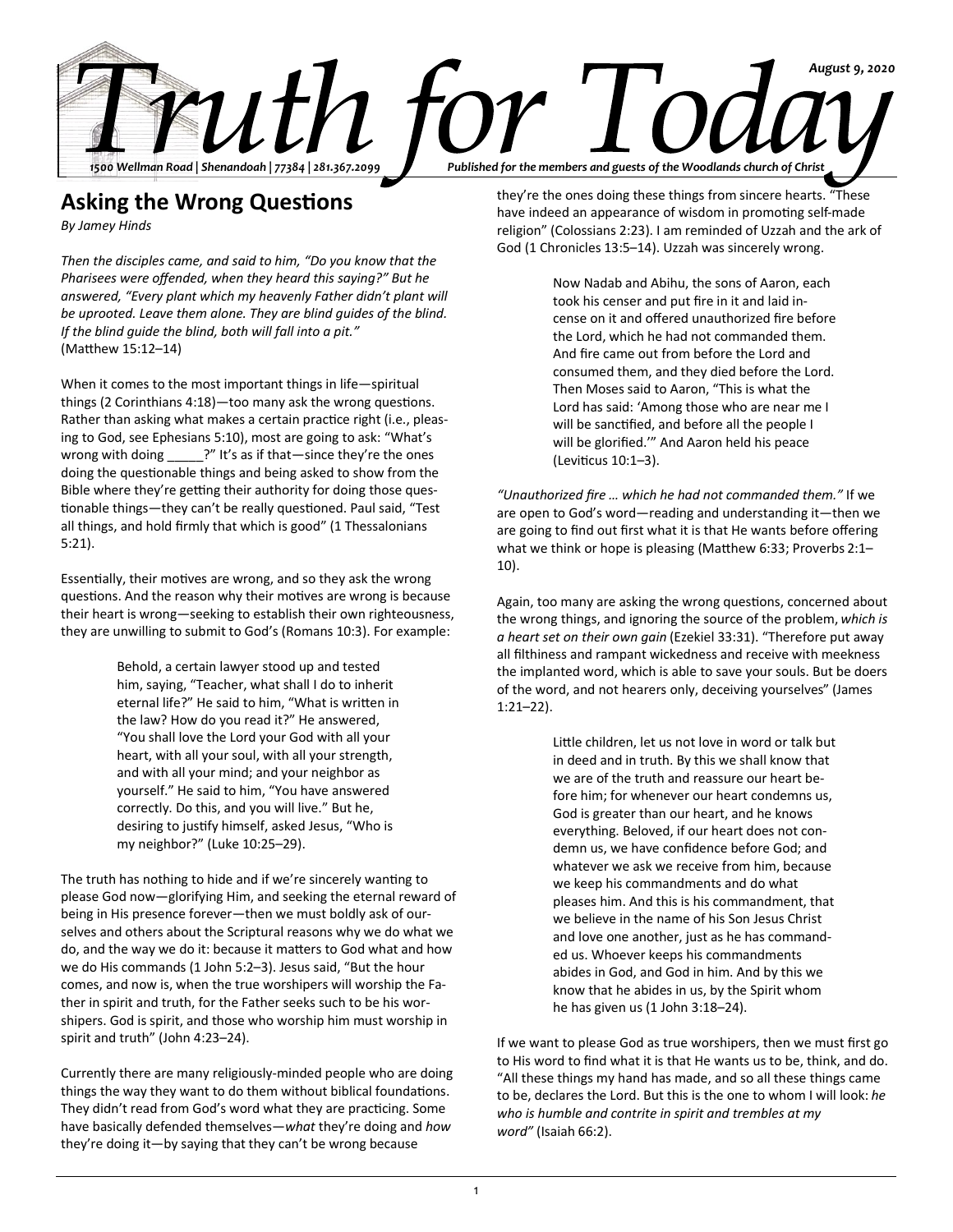# Truth for Today

August 9, 2020

1500 Wellman Road | Shenandoah | 77384 | 281.367.2099

Published for the members and guests of the Woodlands church of Christ

## Asking the Wrong Questions

*By Jamey Hinds*

*Then the disciples came, and said to him, "Do you know that the Pharisees were offended, when they heard this saying?" But he answered, "Every plant which my heavenly Father didn't plant will be uprooted. Leave them alone. They are blind guides of the blind. If the blind guide the blind, both will fall into a pit."* (Matthew 15:12–14)

When it comes to the most important things in life—spiritual things (2 Corinthians 4:18)—too many ask the wrong questions. Rather than asking what makes a certain practice right (i.e., pleasing to God, see Ephesians 5:10), most are going to ask: "What's wrong with doing _____?" It's as if that—since they're the ones doing the questionable things and being asked to show from the Bible where they're getting their authority for doing those questionable things—they can't be really questioned. Paul said, "Test all things, and hold firmly that which is good" (1 Thessalonians 5:21).

Essentially, their motives are wrong, and so they ask the wrong questions. And the reason why their motives are wrong is because their heart is wrong—seeking to establish their own righteousness, they are unwilling to submit to God's (Romans 10:3). For example:

> Behold, a certain lawyer stood up and tested him, saying, "Teacher, what shall I do to inherit eternal life?" He said to him, "What is written in the law? How do you read it?" He answered, "You shall love the Lord your God with all your heart, with all your soul, with all your strength, and with all your mind; and your neighbor as yourself." He said to him, "You have answered correctly. Do this, and you will live." But he, desiring to justify himself, asked Jesus, "Who is my neighbor?" (Luke 10:25–29).

The truth has nothing to hide and if we're sincerely wanting to please God now—glorifying Him, and seeking the eternal reward of being in His presence forever—then we must boldly ask of ourselves and others about the Scriptural reasons why we do what we do, and the way we do it: because it matters to God what and how we do His commands (1 John 5:2–3). Jesus said, "But the hour comes, and now is, when the true worshipers will worship the Father in spirit and truth, for the Father seeks such to be his worshipers. God is spirit, and those who worship him must worship in spirit and truth" (John 4:23–24).

Currently there are many religiously-minded people who are doing things the way they want to do them without biblical foundations. They didn't read from God's word what they are practicing. Some have basically defended themselves—*what* they're doing and *how* they're doing it—by saying that they can't be wrong because they're the ones doing these things from sincere hearts. "These have indeed an appearance of wisdom in promoting self-made religion" (Colossians 2:23). I am reminded of Uzzah and the ark of God (1 Chronicles 13:5–14). Uzzah was sincerely wrong.

> Now Nadab and Abihu, the sons of Aaron, each took his censer and put fire in it and laid incense on it and offered unauthorized fire before the Lord, which he had not commanded them. And fire came out from before the Lord and consumed them, and they died before the Lord. Then Moses said to Aaron, "This is what the Lord has said: 'Among those who are near me I will be sanctified, and before all the people I will be glorified.'" And Aaron held his peace (Leviticus 10:1–3).

*"Unauthorized fire … which he had not commanded them."* If we are open to God's word—reading and understanding it—then we are going to find out first what it is that He wants before offering what we think or hope is pleasing (Matthew 6:33; Proverbs 2:1–10).

Again, too many are asking the wrong questions, concerned about the wrong things, and ignoring the source of the problem, *which is a heart set on their own gain* (Ezekiel 33:31). "Therefore put away all filthiness and rampant wickedness and receive with meekness the implanted word, which is able to save your souls. But be doers of the word, and not hearers only, deceiving yourselves" (James 1:21–22).

> Little children, let us not love in word or talk but in deed and in truth. By this we shall know that we are of the truth and reassure our heart before him; for whenever our heart condemns us, God is greater than our heart, and he knows everything. Beloved, if our heart does not condemn us, we have confidence before God; and whatever we ask we receive from him, because we keep his commandments and do what pleases him. And this is his commandment, that we believe in the name of his Son Jesus Christ and love one another, just as he has commanded us. Whoever keeps his commandments abides in God, and God in him. And by this we know that he abides in us, by the Spirit whom he has given us (1 John 3:18–24).

If we want to please God as true worshipers, then we must first go to His word to find what it is that He wants us to be, think, and do. "All these things my hand has made, and so all these things came to be, declares the Lord. But this is the one to whom I will look: *he who is humble and contrite in spirit and trembles at my word"* (Isaiah 66:2).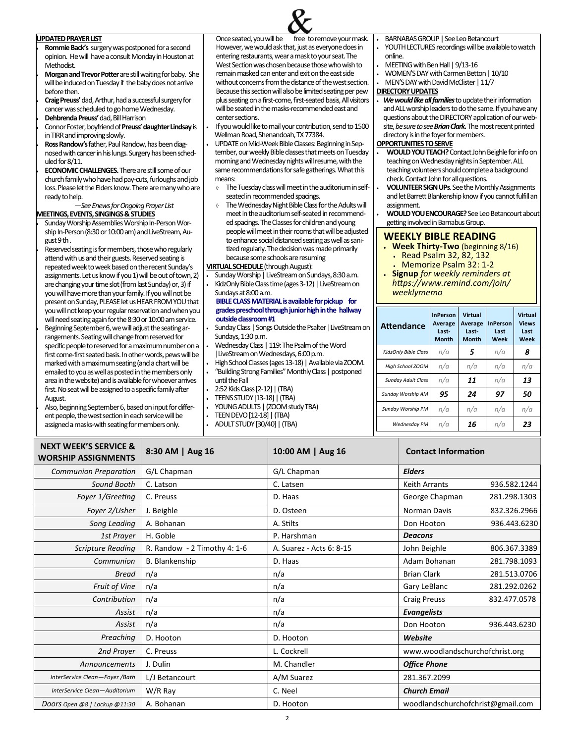&

**UPDATED PRAYER LIST**

- **Rommie Back's** surgery was postponed for a second opinion. He will have a consult Monday in Houston at Methodist.
- **Morgan and Trevor Potter** are still waiting for baby. She will be induced on Tuesday if the baby does not arrive before then.
- **Craig Preuss'** dad, Arthur, had a successful surgery for cancer was scheduled to go home Wednesday.
- **Dehbrenda Preuss'** dad, Bill Harrison
- Connor Foster, boyfriend of **Preuss' daughter Lindsay** is in TIRR and improving slowly.
- **Ross Randow's** father, Paul Randow, has been diag-nosed with cancer in his lungs. Surgery has been sched-uled for 8/11.
- **ECONOMIC CHALLENGES.** There are still some of our church family who have had pay-cuts, furloughs and job loss. Please let the Elders know. There are many who are ready to help.

*—See Enews for Ongoing Prayer List*

**MEETINGS, EVENTS, SINGINGS & STUDIES**

- Sunday Worship Assemblies Worship In-Person Wor-ship In-Person (8:30 or 10:00 am) and LiveStream, Au-gust 9th .
- Reserved seating is for members, those who regularly attend with us and their guests. Reserved seating is repeated week to week based on the recent Sunday's assignments. Let us know if you 1) will be out of town, 2) are changing your time slot (from last Sunday) or, 3) if you will have more than your family. If you will not be present on Sunday, PLEASE let us HEAR FROM YOU that you will not keep your regular reservation and when you will need seating again for the 8:30 or 10:00 am service.
- Beginning September 6, we will adjust the seating ar-rangements. Seating will change from reserved for specific people to reserved for a maximum number on a first come-first seated basis. In other words, pews will be marked with a maximum seating (and a chart will be emailed to you as well as posted in the members only area in the website) and is available for whoever arrives first. No seat will be assigned to a specific family after August.
- Also, beginning September 6, based on input for differ-ent people, the west section in each service will be assigned a masks-with seating for members only. Once seated, you will be free to remove your mask. However, we would ask that, just as everyone does in entering restaurants, wear a mask to your seat. The West Section was chosen because those who wish to remain masked can enter and exit on the east side without concerns from the distance of the west section. Because this section will also be limited seating per pew plus seating on a first-come, first-seated basis, All visitors will be seated in the masks-recommended east and center sections.
- If you would like to mail your contribution, send to 1500 Wellman Road, Shenandoah, TX 77384.
- UPDATE on Mid-Week Bible Classes: Beginning in Sep-tember, our weekly Bible classes that meets on Tuesday morning and Wednesday nights will resume, with the same recommendations for safe gatherings. What this means:
  - The Tuesday class will meet in the auditorium in self-seated in recommended spacings.
  - The Wednesday Night Bible Class for the Adults will meet in the auditorium self-seated in recommend-ed spacings. The Classes for children and young people will meet in their rooms that will be adjusted to enhance social distanced seating as well as sani-tized regularly. The decision was made primarily because some schools are resuming

**VIRTUAL SCHEDULE** (through August):

- Sunday Worship | LiveStream on Sundays, 8:30 a.m.
- KidzOnly Bible Class time (ages 3-12) | LiveStream on Sundays at 8:00 a.m.

**BIBLE CLASS MATERIAL is available for pickup for grades preschool through junior high in the hallway outside classroom #1**

- Sunday Class | Songs Outside the Psalter | LiveStream on Sundays, 1:30 p.m.
- Wednesday Class | 119: The Psalm of the Word | LiveStream on Wednesdays, 6:00 p.m.
- High School Classes (ages 13-18) | Available via ZOOM.
- "Building Strong Families" Monthly Class | postponed until the Fall
- 2:52 Kids Class [2-12] | (TBA)
- TEENS STUDY [13-18] | (TBA)
- YOUNG ADULTS | (ZOOM study TBA)
- TEEN DEVO [12-18] | (TBA)
- ADULT STUDY [30/40] | (TBA)
- BARNABAS GROUP | See Leo Betancourt
- YOUTH LECTURES recordings will be available to watch online.
- MEETING with Ben Hall | 9/13-16
- WOMEN'S DAY with Carmen Betton | 10/10
- MEN'S DAY with David McClister | 11/7

**DIRECTORY UPDATES**

- ***We would like all families*** to update their information and ALL worship leaders to do the same. If you have any questions about the DIRECTORY application of our web-site, *be sure to see* ***Brian Clark.*** The most recent printed directory is in the foyer for members.

**OPPORTUNITIES TO SERVE**

- **WOULD YOU TEACH?** Contact John Beighle for info on teaching on Wednesday nights in September. ALL teaching volunteers should complete a background check. Contact John for all questions.
- **VOLUNTEER SIGN UPs**. See the Monthly Assignments and let Barrett Blankenship know if you cannot fulfill an assignment.
- **WOULD YOU ENCOURAGE?** See Leo Betancourt about getting involved in Barnabus Group.

## WEEKLY BIBLE READING

- **Week Thirty-Two** (beginning 8/16)
  - Read Psalm 32, 82, 132
  - Memorize Psalm 32: 1-2
- **Signup** *for weekly reminders at https://www.remind.com/join/weeklymemo*

| Attendance | InPerson Average Last-Month | Virtual Average Last-Month | InPerson Last Week | Virtual Views Last Week |
|---|---|---|---|---|
| KidzOnly Bible Class | n/a | 5 | n/a | 8 |
| High School ZOOM | n/a | n/a | n/a | n/a |
| Sunday Adult Class | n/a | 11 | n/a | 13 |
| Sunday Worship AM | 95 | 24 | 97 | 50 |
| Sunday Worship PM | n/a | n/a | n/a | n/a |
| Wednesday PM | n/a | 16 | n/a | 23 |

| NEXT WEEK'S SERVICE & WORSHIP ASSIGNMENTS | 8:30 AM \| Aug 16 | 10:00 AM \| Aug 16 |
|---|---|---|
| Communion Preparation | G/L Chapman | G/L Chapman |
| Sound Booth | C. Latson | C. Latsen |
| Foyer 1/Greeting | C. Preuss | D. Haas |
| Foyer 2/Usher | J. Beighle | D. Osteen |
| Song Leading | A. Bohanan | A. Stilts |
| 1st Prayer | H. Goble | P. Harshman |
| Scripture Reading | R. Randow - 2 Timothy 4: 1-6 | A. Suarez - Acts 6: 8-15 |
| Communion | B. Blankenship | D. Haas |
| Bread | n/a | n/a |
| Fruit of Vine | n/a | n/a |
| Contribution | n/a | n/a |
| Assist | n/a | n/a |
| Assist | n/a | n/a |
| Preaching | D. Hooton | D. Hooton |
| 2nd Prayer | C. Preuss | L. Cockrell |
| Announcements | J. Dulin | M. Chandler |
| InterService Clean—Foyer /Bath | L/J Betancourt | A/M Suarez |
| InterService Clean—Auditorium | W/R Ray | C. Neel |
| Doors Open @8 \| Lockup @11:30 | A. Bohanan | D. Hooton |

| Contact Information | |
|---|---|
| ***Elders*** | |
| Keith Arrants | 936.582.1244 |
| George Chapman | 281.298.1303 |
| Norman Davis | 832.326.2966 |
| Don Hooton | 936.443.6230 |
| ***Deacons*** | |
| John Beighle | 806.367.3389 |
| Adam Bohanan | 281.798.1093 |
| Brian Clark | 281.513.0706 |
| Gary LeBlanc | 281.292.0262 |
| Craig Preuss | 832.477.0578 |
| ***Evangelists*** | |
| Don Hooton | 936.443.6230 |
| ***Website*** | |
| www.woodlandschurchofchrist.org | |
| ***Office Phone*** | |
| 281.367.2099 | |
| ***Church Email*** | |
| woodlandschurchofchrist@gmail.com | |